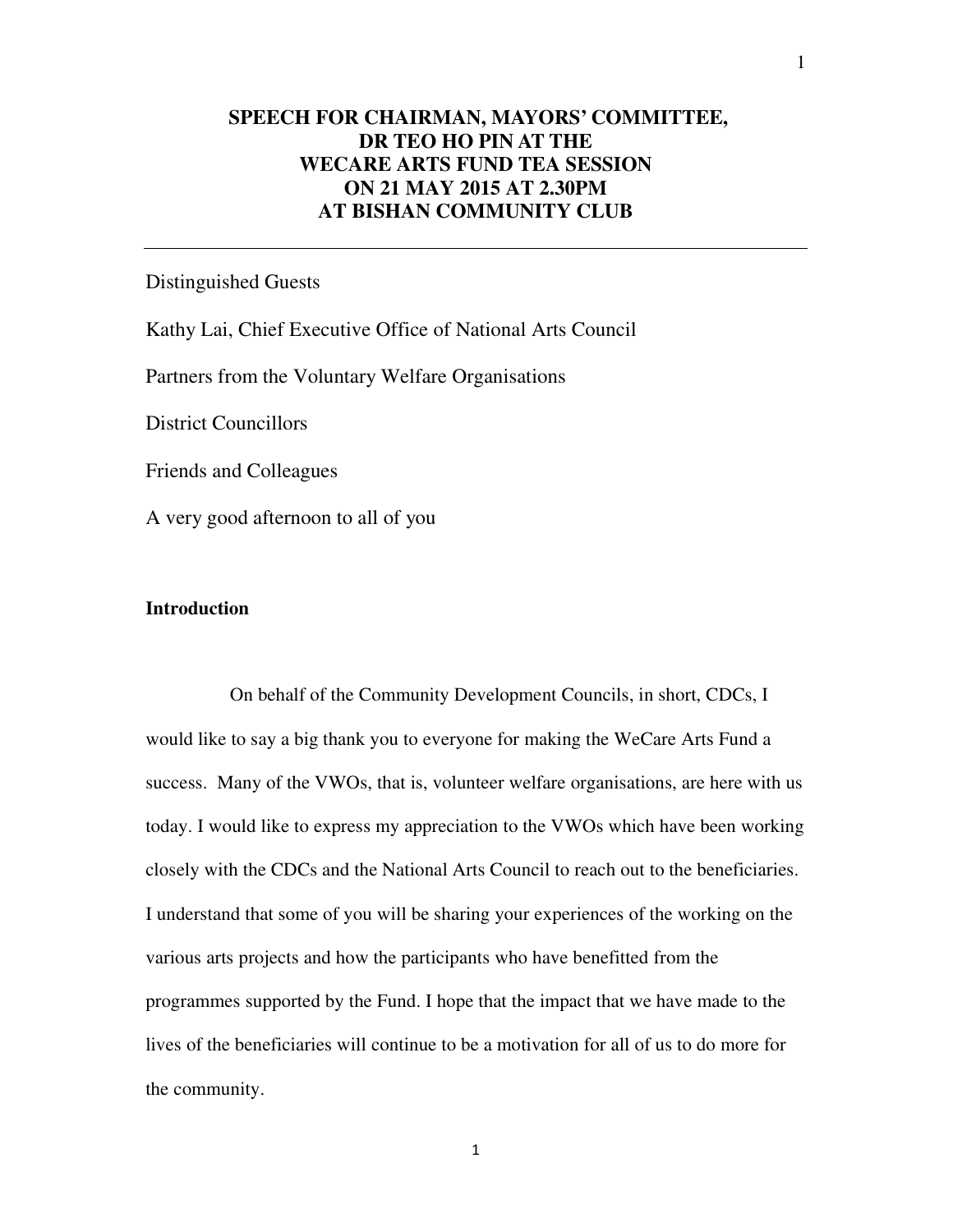**SPEECH FOR CHAIRMAN, MAYORS' COMMITTEE, DR TEO HO PIN AT THE WECARE ARTS FUND TEA SESSION ON 21 MAY 2015 AT 2.30PM AT BISHAN COMMUNITY CLUB**

---

Distinguished Guests

Kathy Lai, Chief Executive Office of National Arts Council

Partners from the Voluntary Welfare Organisations

District Councillors

Friends and Colleagues

A very good afternoon to all of you

**Introduction**

On behalf of the Community Development Councils, in short, CDCs, I would like to say a big thank you to everyone for making the WeCare Arts Fund a success. Many of the VWOs, that is, volunteer welfare organisations, are here with us today. I would like to express my appreciation to the VWOs which have been working closely with the CDCs and the National Arts Council to reach out to the beneficiaries. I understand that some of you will be sharing your experiences of the working on the various arts projects and how the participants who have benefitted from the programmes supported by the Fund. I hope that the impact that we have made to the lives of the beneficiaries will continue to be a motivation for all of us to do more for the community.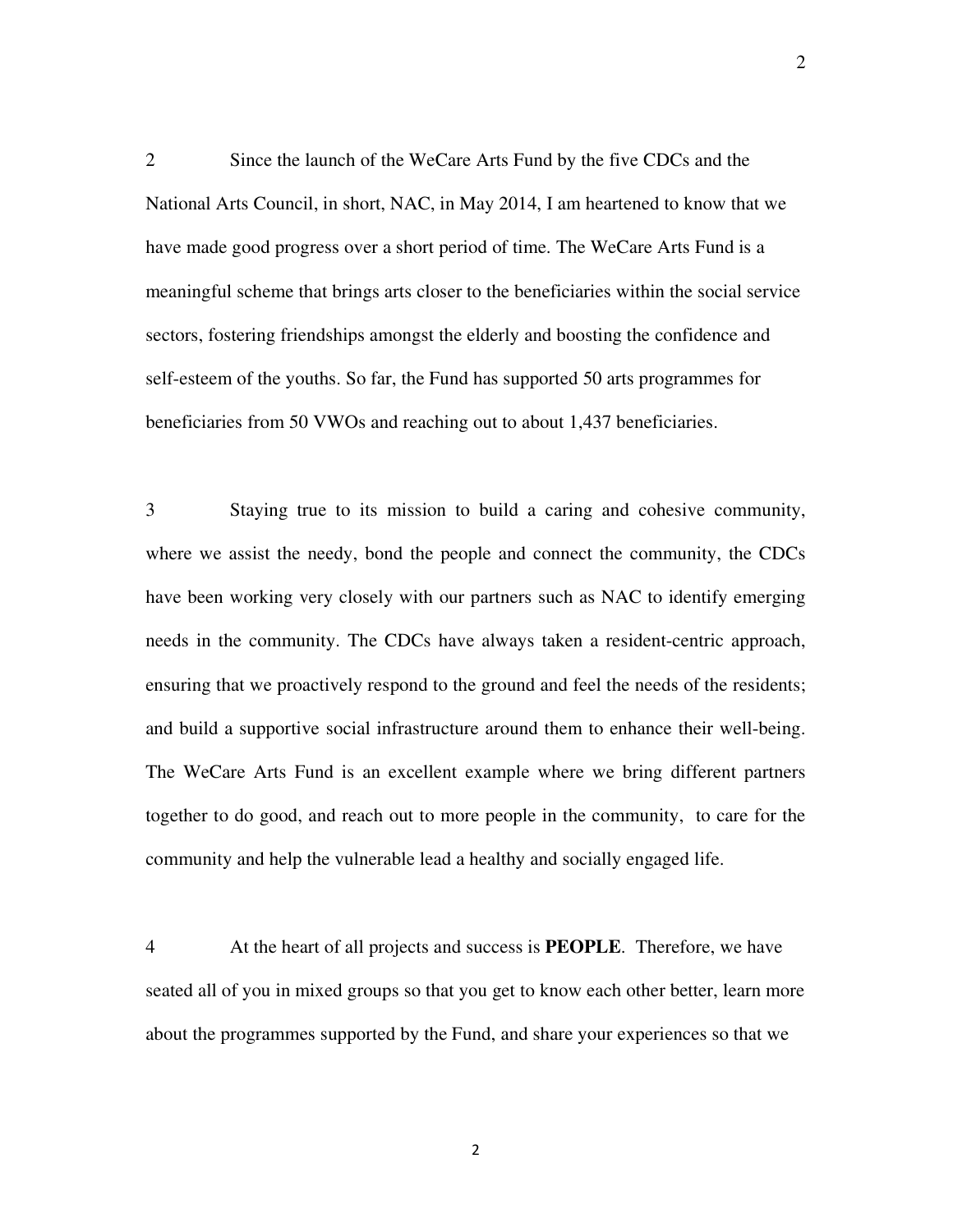2 Since the launch of the WeCare Arts Fund by the five CDCs and the National Arts Council, in short, NAC, in May 2014, I am heartened to know that we have made good progress over a short period of time. The WeCare Arts Fund is a meaningful scheme that brings arts closer to the beneficiaries within the social service sectors, fostering friendships amongst the elderly and boosting the confidence and self-esteem of the youths. So far, the Fund has supported 50 arts programmes for beneficiaries from 50 VWOs and reaching out to about 1,437 beneficiaries.

3 Staying true to its mission to build a caring and cohesive community, where we assist the needy, bond the people and connect the community, the CDCs have been working very closely with our partners such as NAC to identify emerging needs in the community. The CDCs have always taken a resident-centric approach, ensuring that we proactively respond to the ground and feel the needs of the residents; and build a supportive social infrastructure around them to enhance their well-being. The WeCare Arts Fund is an excellent example where we bring different partners together to do good, and reach out to more people in the community, to care for the community and help the vulnerable lead a healthy and socially engaged life.

4 At the heart of all projects and success is **PEOPLE**. Therefore, we have seated all of you in mixed groups so that you get to know each other better, learn more about the programmes supported by the Fund, and share your experiences so that we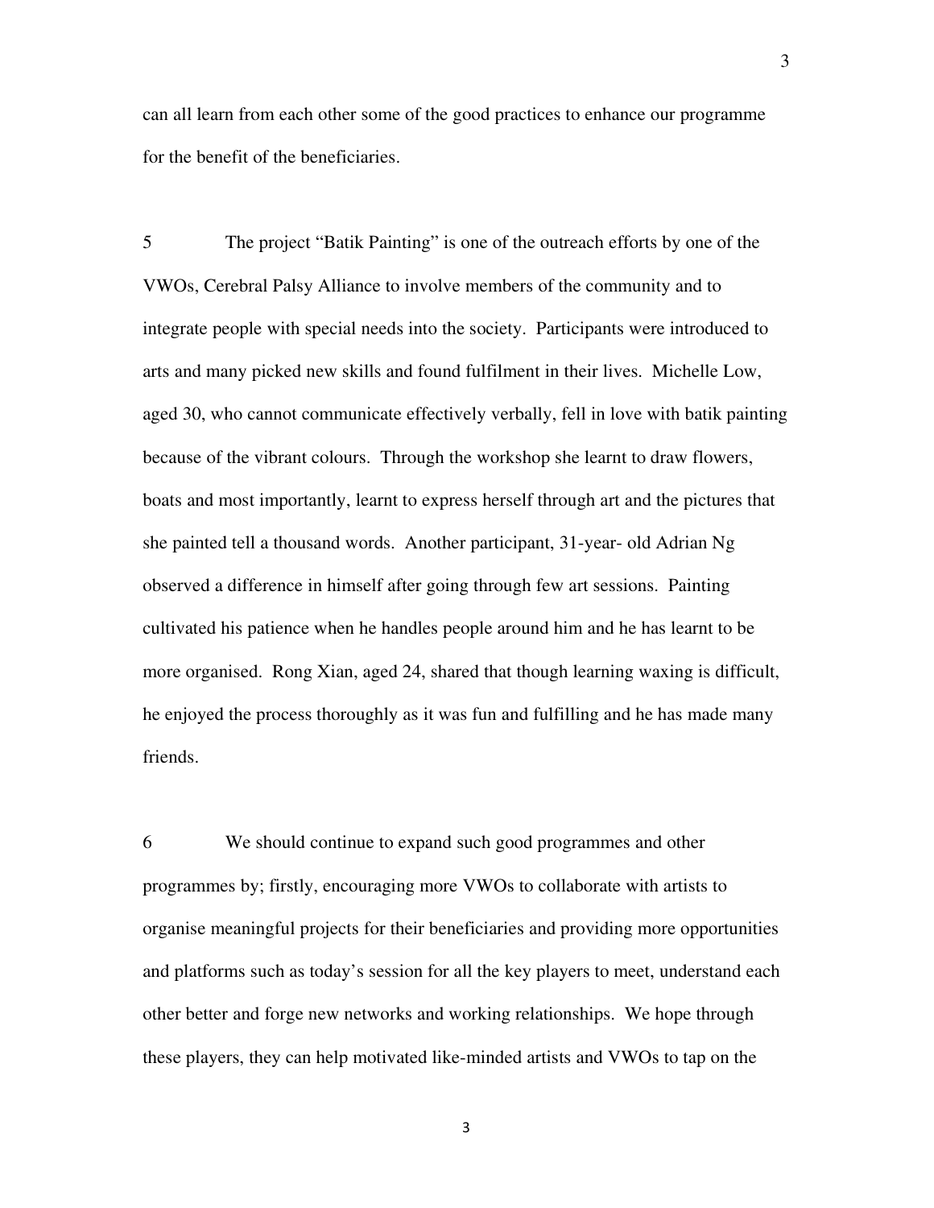can all learn from each other some of the good practices to enhance our programme for the benefit of the beneficiaries.

5 The project "Batik Painting" is one of the outreach efforts by one of the VWOs, Cerebral Palsy Alliance to involve members of the community and to integrate people with special needs into the society. Participants were introduced to arts and many picked new skills and found fulfilment in their lives. Michelle Low, aged 30, who cannot communicate effectively verbally, fell in love with batik painting because of the vibrant colours. Through the workshop she learnt to draw flowers, boats and most importantly, learnt to express herself through art and the pictures that she painted tell a thousand words. Another participant, 31-year- old Adrian Ng observed a difference in himself after going through few art sessions. Painting cultivated his patience when he handles people around him and he has learnt to be more organised. Rong Xian, aged 24, shared that though learning waxing is difficult, he enjoyed the process thoroughly as it was fun and fulfilling and he has made many friends.

6 We should continue to expand such good programmes and other programmes by; firstly, encouraging more VWOs to collaborate with artists to organise meaningful projects for their beneficiaries and providing more opportunities and platforms such as today's session for all the key players to meet, understand each other better and forge new networks and working relationships. We hope through these players, they can help motivated like-minded artists and VWOs to tap on the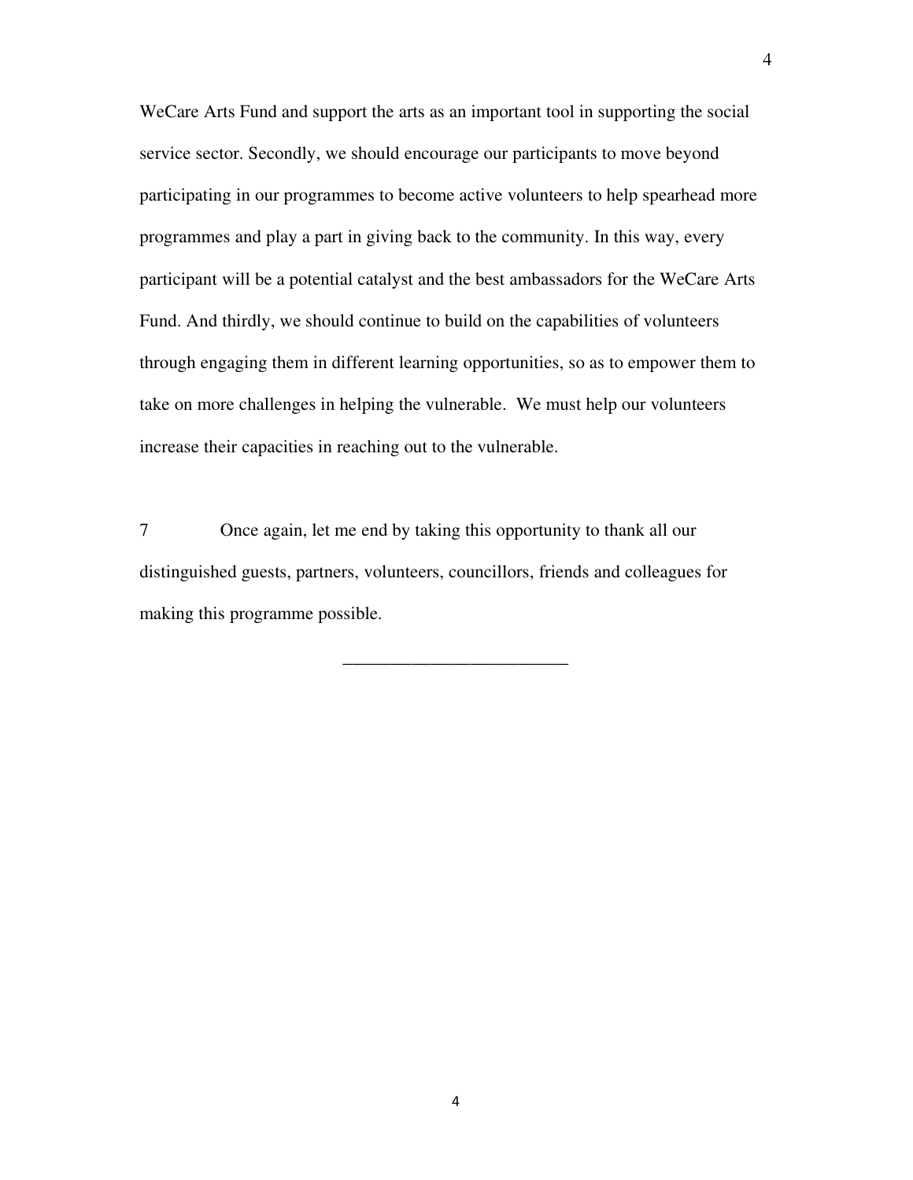WeCare Arts Fund and support the arts as an important tool in supporting the social service sector. Secondly, we should encourage our participants to move beyond participating in our programmes to become active volunteers to help spearhead more programmes and play a part in giving back to the community. In this way, every participant will be a potential catalyst and the best ambassadors for the WeCare Arts Fund. And thirdly, we should continue to build on the capabilities of volunteers through engaging them in different learning opportunities, so as to empower them to take on more challenges in helping the vulnerable. We must help our volunteers increase their capacities in reaching out to the vulnerable.

7 Once again, let me end by taking this opportunity to thank all our distinguished guests, partners, volunteers, councillors, friends and colleagues for making this programme possible.

\_\_\_\_\_\_\_\_\_\_\_\_\_\_\_\_\_\_\_\_\_\_\_\_\_